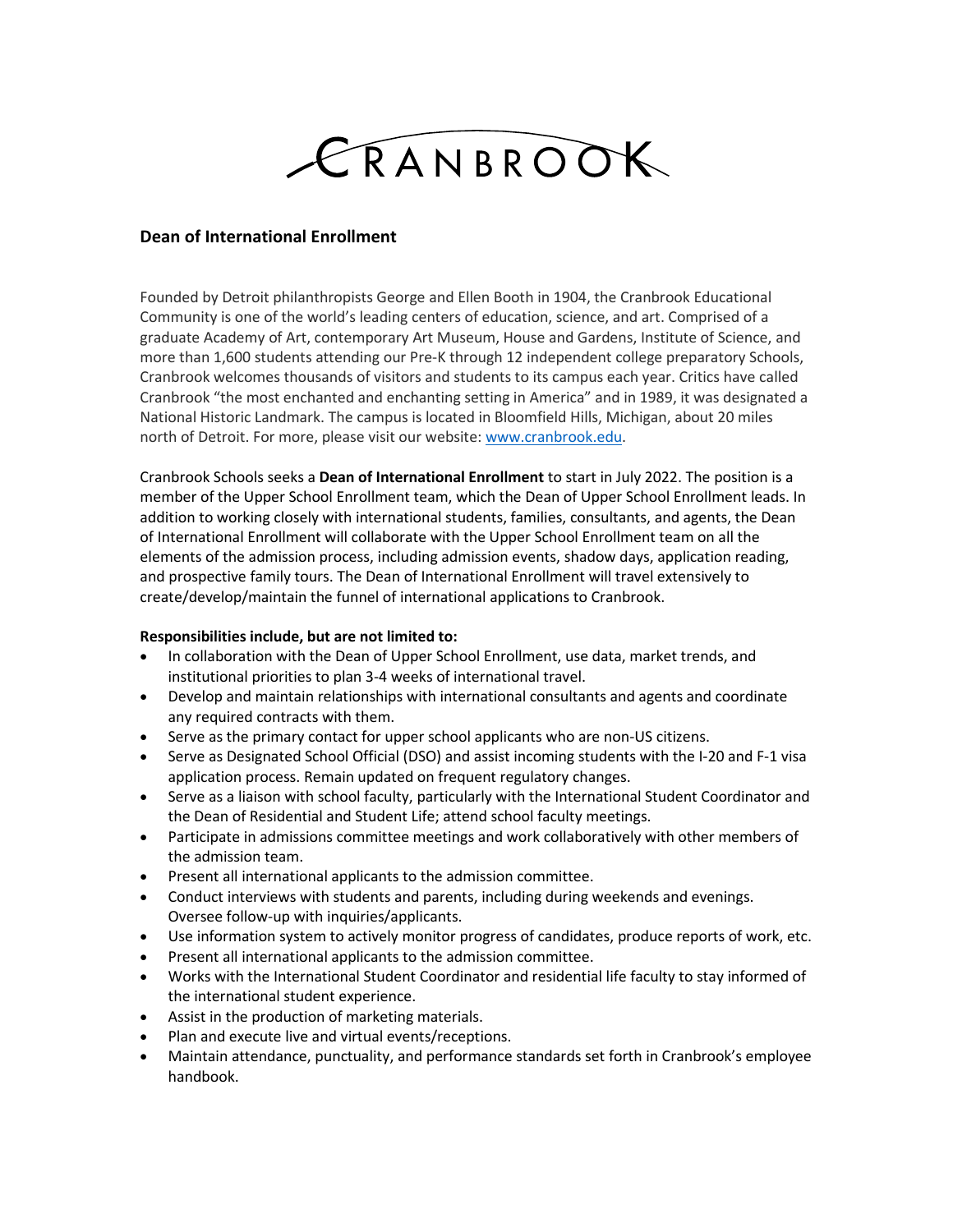# CRANBROOK

## Dean of International Enrollment

Founded by Detroit philanthropists George and Ellen Booth in 1904, the Cranbrook Educational Community is one of the world's leading centers of education, science, and art. Comprised of a graduate Academy of Art, contemporary Art Museum, House and Gardens, Institute of Science, and more than 1,600 students attending our Pre-K through 12 independent college preparatory Schools, Cranbrook welcomes thousands of visitors and students to its campus each year. Critics have called Cranbrook "the most enchanted and enchanting setting in America" and in 1989, it was designated a National Historic Landmark. The campus is located in Bloomfield Hills, Michigan, about 20 miles north of Detroit. For more, please visit our website: www.cranbrook.edu.

Cranbrook Schools seeks a **Dean of International Enrollment** to start in July 2022. The position is a member of the Upper School Enrollment team, which the Dean of Upper School Enrollment leads. In addition to working closely with international students, families, consultants, and agents, the Dean of International Enrollment will collaborate with the Upper School Enrollment team on all the elements of the admission process, including admission events, shadow days, application reading, and prospective family tours. The Dean of International Enrollment will travel extensively to create/develop/maintain the funnel of international applications to Cranbrook.

**Responsibilities include, but are not limited to:**

- In collaboration with the Dean of Upper School Enrollment, use data, market trends, and institutional priorities to plan 3-4 weeks of international travel.
- Develop and maintain relationships with international consultants and agents and coordinate any required contracts with them.
- Serve as the primary contact for upper school applicants who are non-US citizens.
- Serve as Designated School Official (DSO) and assist incoming students with the I-20 and F-1 visa application process. Remain updated on frequent regulatory changes.
- Serve as a liaison with school faculty, particularly with the International Student Coordinator and the Dean of Residential and Student Life; attend school faculty meetings.
- Participate in admissions committee meetings and work collaboratively with other members of the admission team.
- Present all international applicants to the admission committee.
- Conduct interviews with students and parents, including during weekends and evenings. Oversee follow-up with inquiries/applicants.
- Use information system to actively monitor progress of candidates, produce reports of work, etc.
- Present all international applicants to the admission committee.
- Works with the International Student Coordinator and residential life faculty to stay informed of the international student experience.
- Assist in the production of marketing materials.
- Plan and execute live and virtual events/receptions.
- Maintain attendance, punctuality, and performance standards set forth in Cranbrook's employee handbook.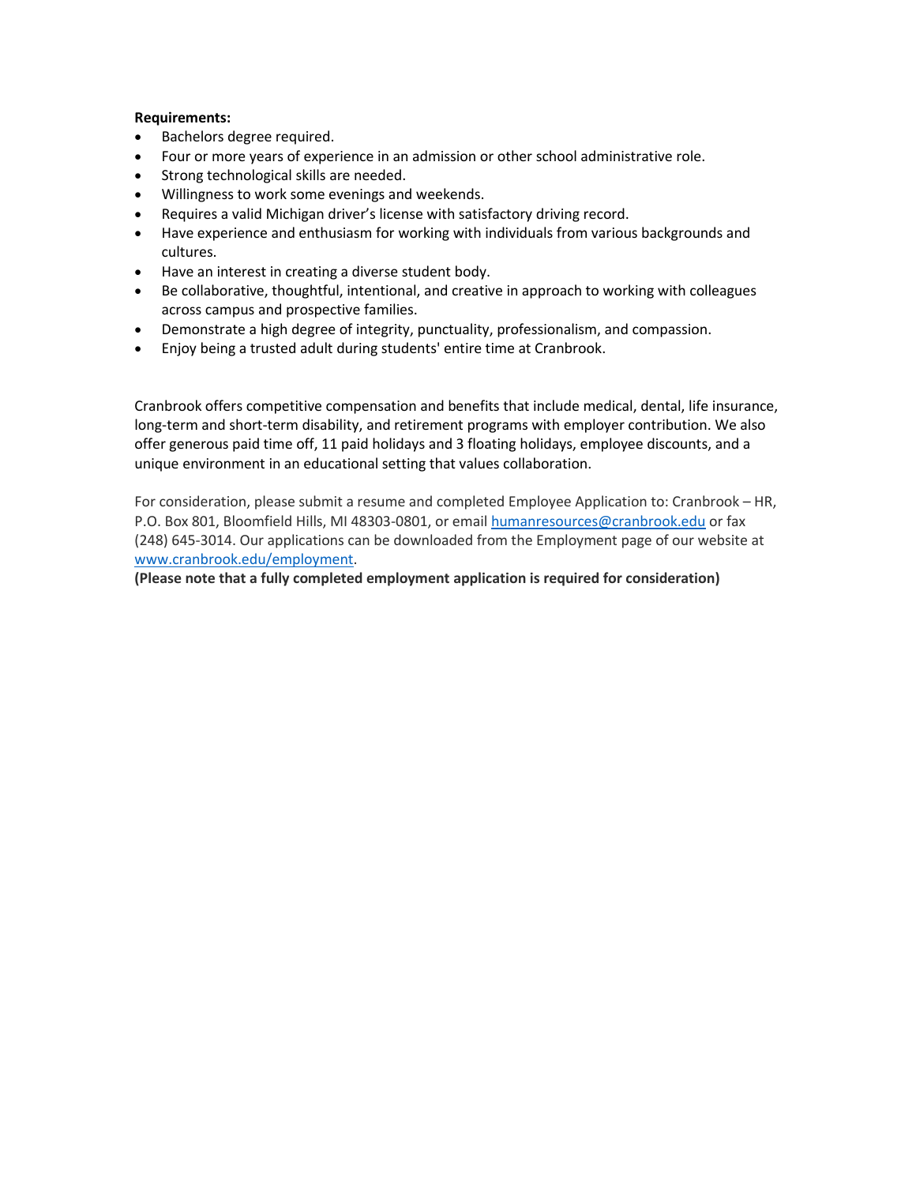**Requirements:**

- Bachelors degree required.
- Four or more years of experience in an admission or other school administrative role.
- Strong technological skills are needed.
- Willingness to work some evenings and weekends.
- Requires a valid Michigan driver's license with satisfactory driving record.
- Have experience and enthusiasm for working with individuals from various backgrounds and cultures.
- Have an interest in creating a diverse student body.
- Be collaborative, thoughtful, intentional, and creative in approach to working with colleagues across campus and prospective families.
- Demonstrate a high degree of integrity, punctuality, professionalism, and compassion.
- Enjoy being a trusted adult during students' entire time at Cranbrook.

Cranbrook offers competitive compensation and benefits that include medical, dental, life insurance, long-term and short-term disability, and retirement programs with employer contribution. We also offer generous paid time off, 11 paid holidays and 3 floating holidays, employee discounts, and a unique environment in an educational setting that values collaboration.

For consideration, please submit a resume and completed Employee Application to: Cranbrook – HR, P.O. Box 801, Bloomfield Hills, MI 48303-0801, or email humanresources@cranbrook.edu or fax (248) 645-3014. Our applications can be downloaded from the Employment page of our website at www.cranbrook.edu/employment.

**(Please note that a fully completed employment application is required for consideration)**